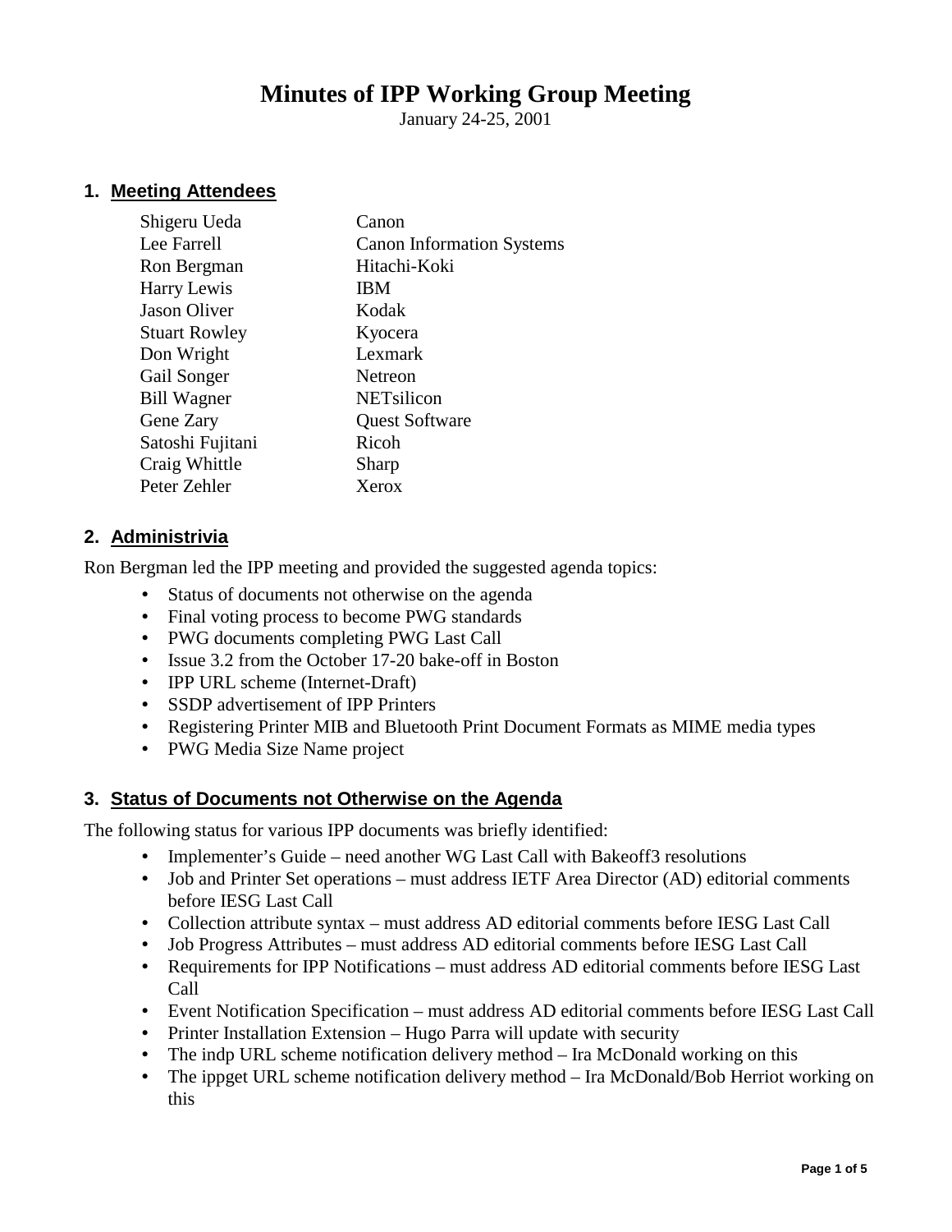# Minutes of IPP Working Group Meeting

January 24-25, 2001

## 1. Meeting Attendees

| | |
|---|---|
| Shigeru Ueda | Canon |
| Lee Farrell | Canon Information Systems |
| Ron Bergman | Hitachi-Koki |
| Harry Lewis | IBM |
| Jason Oliver | Kodak |
| Stuart Rowley | Kyocera |
| Don Wright | Lexmark |
| Gail Songer | Netreon |
| Bill Wagner | NETsilicon |
| Gene Zary | Quest Software |
| Satoshi Fujitani | Ricoh |
| Craig Whittle | Sharp |
| Peter Zehler | Xerox |

## 2. Administrivia

Ron Bergman led the IPP meeting and provided the suggested agenda topics:

- Status of documents not otherwise on the agenda
- Final voting process to become PWG standards
- PWG documents completing PWG Last Call
- Issue 3.2 from the October 17-20 bake-off in Boston
- IPP URL scheme (Internet-Draft)
- SSDP advertisement of IPP Printers
- Registering Printer MIB and Bluetooth Print Document Formats as MIME media types
- PWG Media Size Name project

## 3. Status of Documents not Otherwise on the Agenda

The following status for various IPP documents was briefly identified:

- Implementer's Guide – need another WG Last Call with Bakeoff3 resolutions
- Job and Printer Set operations – must address IETF Area Director (AD) editorial comments before IESG Last Call
- Collection attribute syntax – must address AD editorial comments before IESG Last Call
- Job Progress Attributes – must address AD editorial comments before IESG Last Call
- Requirements for IPP Notifications – must address AD editorial comments before IESG Last Call
- Event Notification Specification – must address AD editorial comments before IESG Last Call
- Printer Installation Extension – Hugo Parra will update with security
- The indp URL scheme notification delivery method – Ira McDonald working on this
- The ippget URL scheme notification delivery method – Ira McDonald/Bob Herriot working on this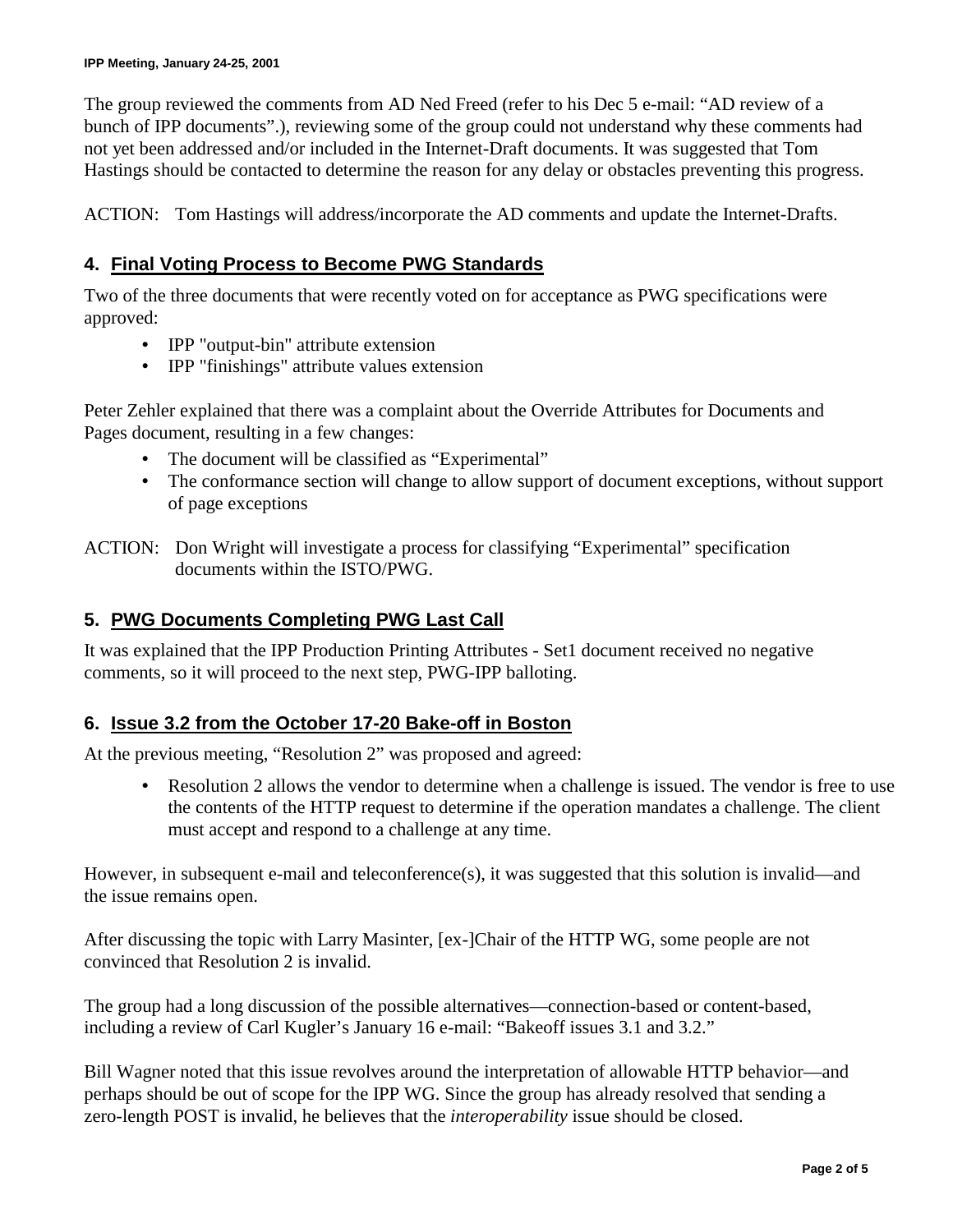The group reviewed the comments from AD Ned Freed (refer to his Dec 5 e-mail: "AD review of a bunch of IPP documents".), reviewing some of the group could not understand why these comments had not yet been addressed and/or included in the Internet-Draft documents. It was suggested that Tom Hastings should be contacted to determine the reason for any delay or obstacles preventing this progress.

ACTION: Tom Hastings will address/incorporate the AD comments and update the Internet-Drafts.

## 4. Final Voting Process to Become PWG Standards

Two of the three documents that were recently voted on for acceptance as PWG specifications were approved:

- IPP "output-bin" attribute extension
- IPP "finishings" attribute values extension

Peter Zehler explained that there was a complaint about the Override Attributes for Documents and Pages document, resulting in a few changes:

- The document will be classified as "Experimental"
- The conformance section will change to allow support of document exceptions, without support of page exceptions

ACTION: Don Wright will investigate a process for classifying "Experimental" specification documents within the ISTO/PWG.

## 5. PWG Documents Completing PWG Last Call

It was explained that the IPP Production Printing Attributes - Set1 document received no negative comments, so it will proceed to the next step, PWG-IPP balloting.

## 6. Issue 3.2 from the October 17-20 Bake-off in Boston

At the previous meeting, "Resolution 2" was proposed and agreed:

- Resolution 2 allows the vendor to determine when a challenge is issued. The vendor is free to use the contents of the HTTP request to determine if the operation mandates a challenge. The client must accept and respond to a challenge at any time.

However, in subsequent e-mail and teleconference(s), it was suggested that this solution is invalid—and the issue remains open.

After discussing the topic with Larry Masinter, [ex-]Chair of the HTTP WG, some people are not convinced that Resolution 2 is invalid.

The group had a long discussion of the possible alternatives—connection-based or content-based, including a review of Carl Kugler's January 16 e-mail: "Bakeoff issues 3.1 and 3.2."

Bill Wagner noted that this issue revolves around the interpretation of allowable HTTP behavior—and perhaps should be out of scope for the IPP WG. Since the group has already resolved that sending a zero-length POST is invalid, he believes that the *interoperability* issue should be closed.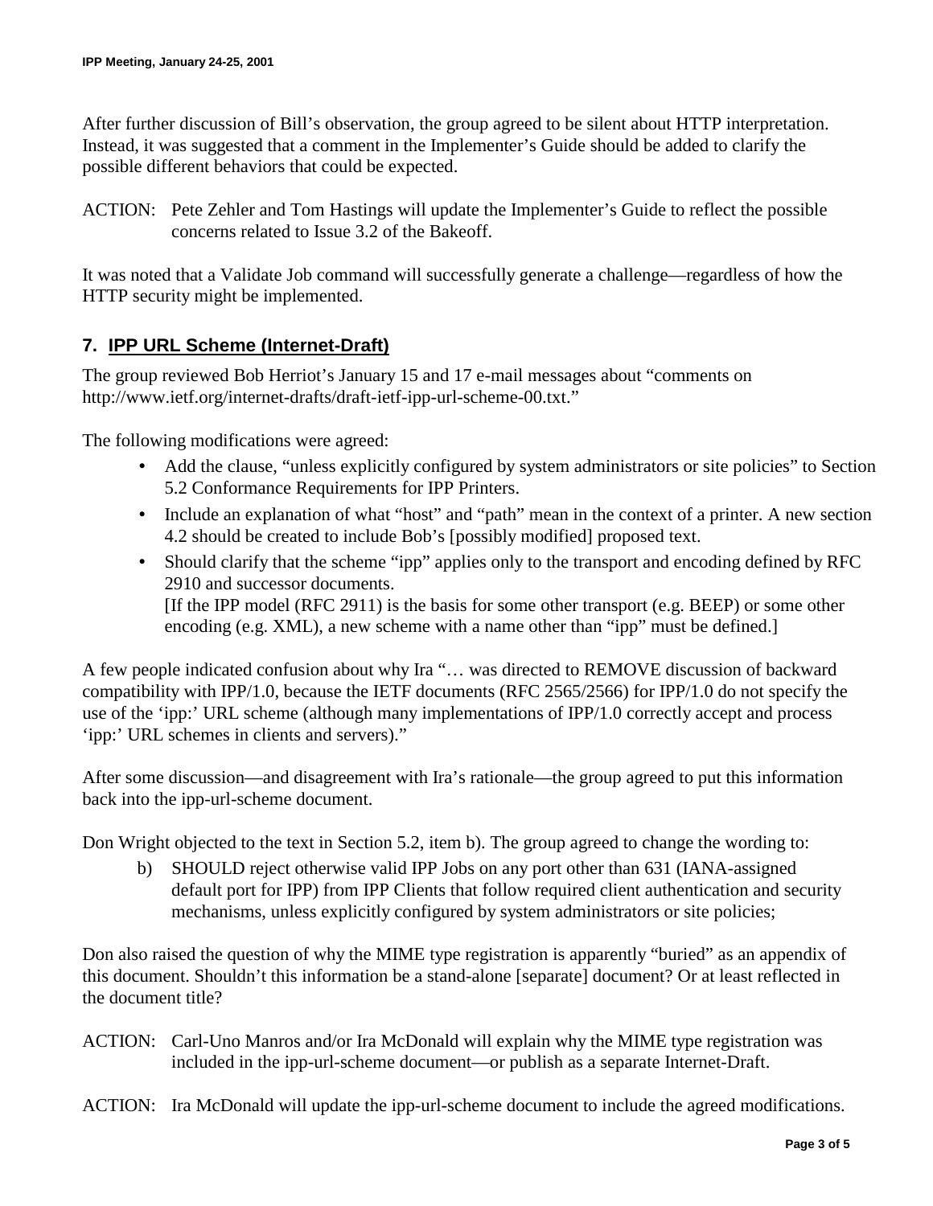After further discussion of Bill's observation, the group agreed to be silent about HTTP interpretation. Instead, it was suggested that a comment in the Implementer's Guide should be added to clarify the possible different behaviors that could be expected.

ACTION: Pete Zehler and Tom Hastings will update the Implementer's Guide to reflect the possible concerns related to Issue 3.2 of the Bakeoff.

It was noted that a Validate Job command will successfully generate a challenge—regardless of how the HTTP security might be implemented.

## 7. IPP URL Scheme (Internet-Draft)

The group reviewed Bob Herriot's January 15 and 17 e-mail messages about "comments on http://www.ietf.org/internet-drafts/draft-ietf-ipp-url-scheme-00.txt."

The following modifications were agreed:

- Add the clause, "unless explicitly configured by system administrators or site policies" to Section 5.2 Conformance Requirements for IPP Printers.
- Include an explanation of what "host" and "path" mean in the context of a printer. A new section 4.2 should be created to include Bob's [possibly modified] proposed text.
- Should clarify that the scheme "ipp" applies only to the transport and encoding defined by RFC 2910 and successor documents.
  [If the IPP model (RFC 2911) is the basis for some other transport (e.g. BEEP) or some other encoding (e.g. XML), a new scheme with a name other than "ipp" must be defined.]

A few people indicated confusion about why Ira "… was directed to REMOVE discussion of backward compatibility with IPP/1.0, because the IETF documents (RFC 2565/2566) for IPP/1.0 do not specify the use of the 'ipp:' URL scheme (although many implementations of IPP/1.0 correctly accept and process 'ipp:' URL schemes in clients and servers)."

After some discussion—and disagreement with Ira's rationale—the group agreed to put this information back into the ipp-url-scheme document.

Don Wright objected to the text in Section 5.2, item b). The group agreed to change the wording to:

b) SHOULD reject otherwise valid IPP Jobs on any port other than 631 (IANA-assigned default port for IPP) from IPP Clients that follow required client authentication and security mechanisms, unless explicitly configured by system administrators or site policies;

Don also raised the question of why the MIME type registration is apparently "buried" as an appendix of this document. Shouldn't this information be a stand-alone [separate] document? Or at least reflected in the document title?

ACTION: Carl-Uno Manros and/or Ira McDonald will explain why the MIME type registration was included in the ipp-url-scheme document—or publish as a separate Internet-Draft.

ACTION: Ira McDonald will update the ipp-url-scheme document to include the agreed modifications.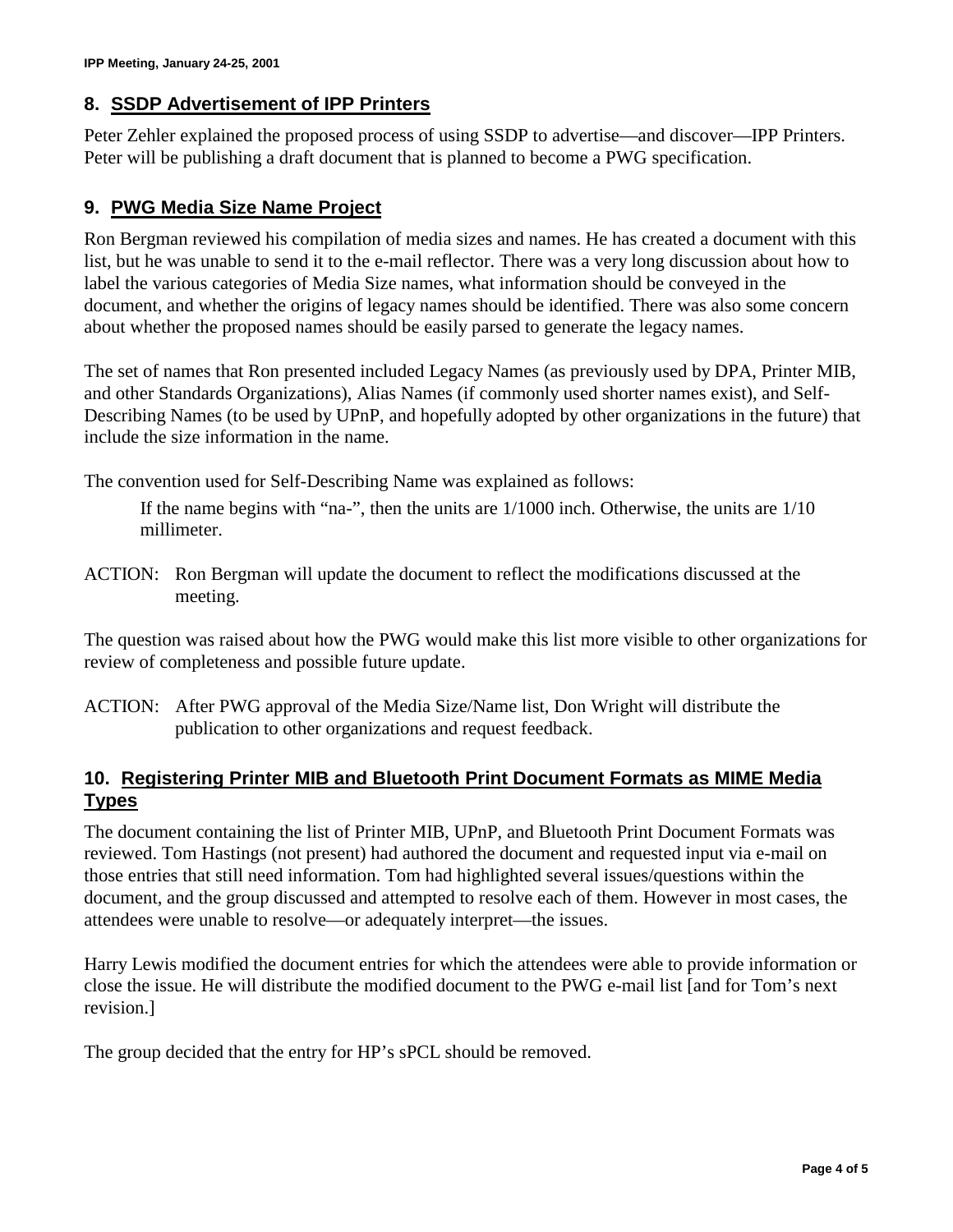## 8. SSDP Advertisement of IPP Printers

Peter Zehler explained the proposed process of using SSDP to advertise—and discover—IPP Printers. Peter will be publishing a draft document that is planned to become a PWG specification.

## 9. PWG Media Size Name Project

Ron Bergman reviewed his compilation of media sizes and names. He has created a document with this list, but he was unable to send it to the e-mail reflector. There was a very long discussion about how to label the various categories of Media Size names, what information should be conveyed in the document, and whether the origins of legacy names should be identified. There was also some concern about whether the proposed names should be easily parsed to generate the legacy names.

The set of names that Ron presented included Legacy Names (as previously used by DPA, Printer MIB, and other Standards Organizations), Alias Names (if commonly used shorter names exist), and Self-Describing Names (to be used by UPnP, and hopefully adopted by other organizations in the future) that include the size information in the name.

The convention used for Self-Describing Name was explained as follows:

> If the name begins with “na-”, then the units are 1/1000 inch. Otherwise, the units are 1/10 millimeter.

ACTION: Ron Bergman will update the document to reflect the modifications discussed at the meeting.

The question was raised about how the PWG would make this list more visible to other organizations for review of completeness and possible future update.

ACTION: After PWG approval of the Media Size/Name list, Don Wright will distribute the publication to other organizations and request feedback.

## 10. Registering Printer MIB and Bluetooth Print Document Formats as MIME Media Types

The document containing the list of Printer MIB, UPnP, and Bluetooth Print Document Formats was reviewed. Tom Hastings (not present) had authored the document and requested input via e-mail on those entries that still need information. Tom had highlighted several issues/questions within the document, and the group discussed and attempted to resolve each of them. However in most cases, the attendees were unable to resolve—or adequately interpret—the issues.

Harry Lewis modified the document entries for which the attendees were able to provide information or close the issue. He will distribute the modified document to the PWG e-mail list [and for Tom’s next revision.]

The group decided that the entry for HP’s sPCL should be removed.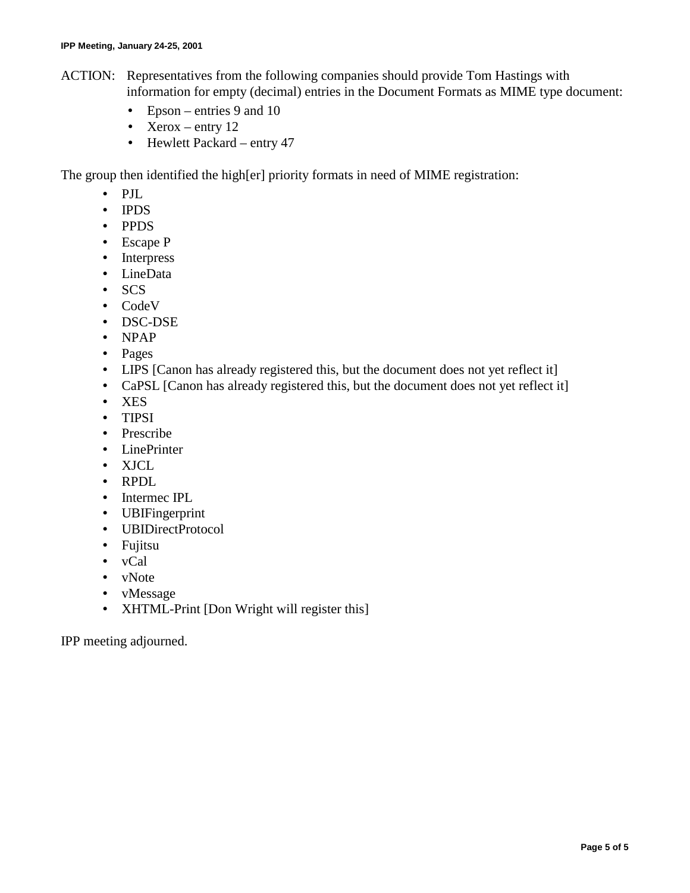ACTION: Representatives from the following companies should provide Tom Hastings with information for empty (decimal) entries in the Document Formats as MIME type document:

- Epson – entries 9 and 10
- Xerox – entry 12
- Hewlett Packard – entry 47

The group then identified the high[er] priority formats in need of MIME registration:

- PJL
- IPDS
- PPDS
- Escape P
- Interpress
- LineData
- SCS
- CodeV
- DSC-DSE
- NPAP
- Pages
- LIPS [Canon has already registered this, but the document does not yet reflect it]
- CaPSL [Canon has already registered this, but the document does not yet reflect it]
- XES
- TIPSI
- Prescribe
- LinePrinter
- XJCL
- RPDL
- Intermec IPL
- UBIFingerprint
- UBIDirectProtocol
- Fujitsu
- vCal
- vNote
- vMessage
- XHTML-Print [Don Wright will register this]

IPP meeting adjourned.